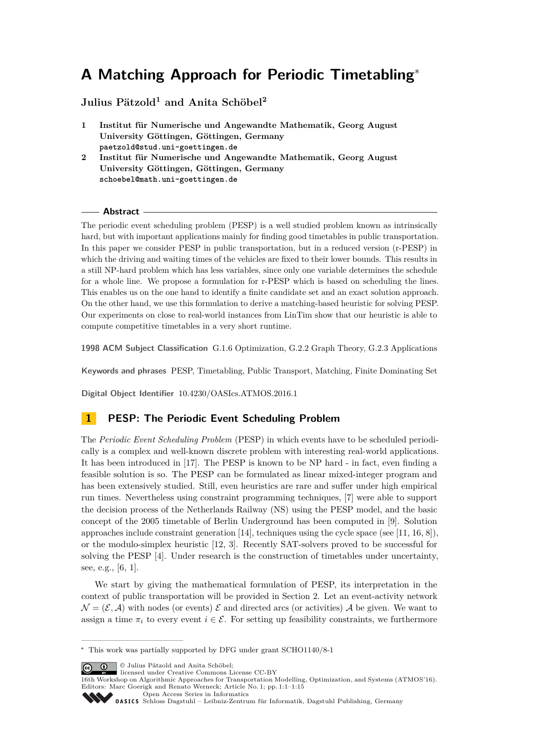# A Matching Approach for Periodic Timetabling*

**Julius Pätzold[1] and Anita Schöbel[2]**

1. **Institut für Numerische und Angewandte Mathematik, Georg August University Göttingen, Göttingen, Germany**
   paetzold@stud.uni-goettingen.de
2. **Institut für Numerische und Angewandte Mathematik, Georg August University Göttingen, Göttingen, Germany**
   schoebel@math.uni-goettingen.de

## Abstract

The periodic event scheduling problem (PESP) is a well studied problem known as intrinsically hard, but with important applications mainly for finding good timetables in public transportation. In this paper we consider PESP in public transportation, but in a reduced version (r-PESP) in which the driving and waiting times of the vehicles are fixed to their lower bounds. This results in a still NP-hard problem which has less variables, since only one variable determines the schedule for a whole line. We propose a formulation for r-PESP which is based on scheduling the lines. This enables us on the one hand to identify a finite candidate set and an exact solution approach. On the other hand, we use this formulation to derive a matching-based heuristic for solving PESP. Our experiments on close to real-world instances from LinTim show that our heuristic is able to compute competitive timetables in a very short runtime.

**1998 ACM Subject Classification** G.1.6 Optimization, G.2.2 Graph Theory, G.2.3 Applications

**Keywords and phrases** PESP, Timetabling, Public Transport, Matching, Finite Dominating Set

**Digital Object Identifier** 10.4230/OASIcs.ATMOS.2016.1

## 1 PESP: The Periodic Event Scheduling Problem

The *Periodic Event Scheduling Problem* (PESP) in which events have to be scheduled periodically is a complex and well-known discrete problem with interesting real-world applications. It has been introduced in [17]. The PESP is known to be NP hard - in fact, even finding a feasible solution is so. The PESP can be formulated as linear mixed-integer program and has been extensively studied. Still, even heuristics are rare and suffer under high empirical run times. Nevertheless using constraint programming techniques, [7] were able to support the decision process of the Netherlands Railway (NS) using the PESP model, and the basic concept of the 2005 timetable of Berlin Underground has been computed in [9]. Solution approaches include constraint generation [14], techniques using the cycle space (see [11, 16, 8]), or the modulo-simplex heuristic [12, 3]. Recently SAT-solvers proved to be successful for solving the PESP [4]. Under research is the construction of timetables under uncertainty, see, e.g., [6, 1].

We start by giving the mathematical formulation of PESP, its interpretation in the context of public transportation will be provided in Section 2. Let an event-activity network $\mathcal{N} = (\mathcal{E}, \mathcal{A})$ with nodes (or events) $\mathcal{E}$ and directed arcs (or activities) $\mathcal{A}$ be given. We want to assign a time $\pi_i$ to every event $i \in \mathcal{E}$. For setting up feasibility constraints, we furthermore

---

* This work was partially supported by DFG under grant SCHO1140/8-1

© Julius Pätzold and Anita Schöbel;
licensed under Creative Commons License CC-BY
16th Workshop on Algorithmic Approaches for Transportation Modelling, Optimization, and Systems (ATMOS'16).
Editors: Marc Goerigk and Renato Werneck; Article No. 1; pp. 1:1–1:15
Open Access Series in Informatics
Schloss Dagstuhl – Leibniz-Zentrum für Informatik, Dagstuhl Publishing, Germany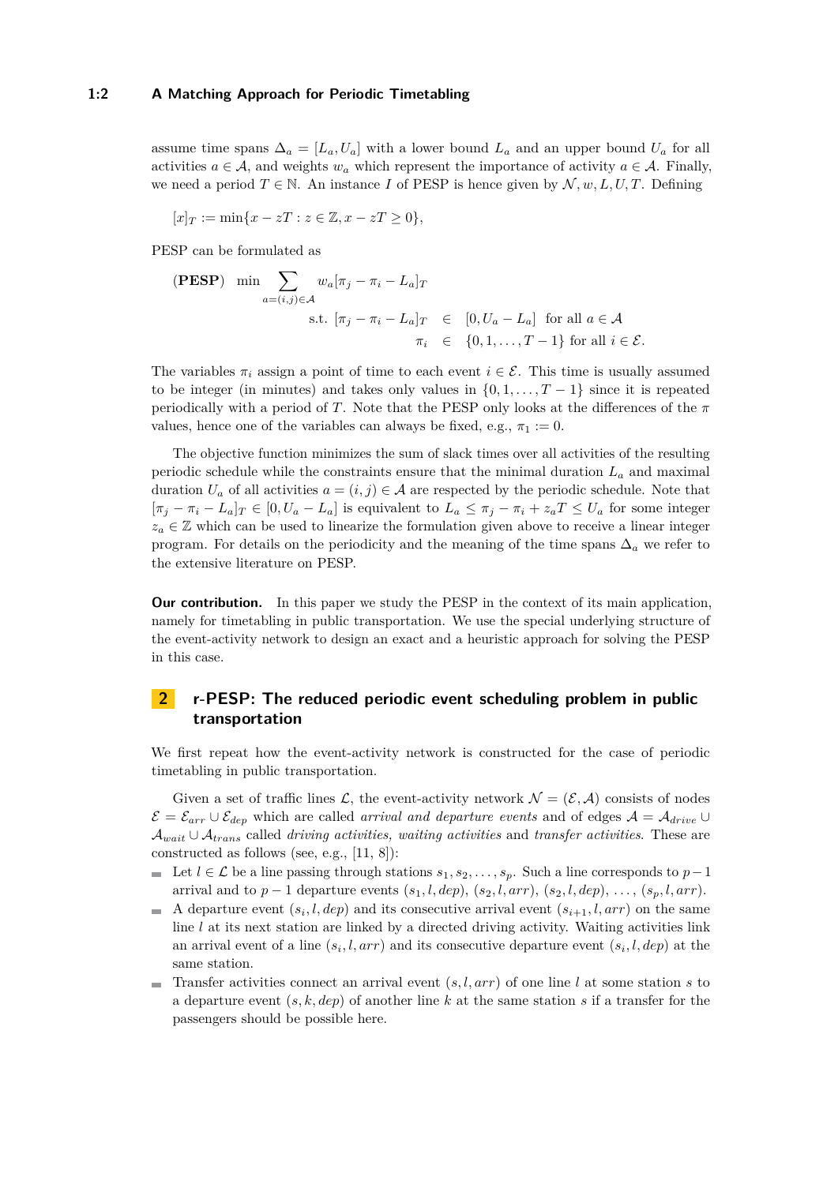assume time spans $\Delta_a = [L_a, U_a]$ with a lower bound $L_a$ and an upper bound $U_a$ for all activities $a \in \mathcal{A}$, and weights $w_a$ which represent the importance of activity $a \in \mathcal{A}$. Finally, we need a period $T \in \mathbb{N}$. An instance $I$ of PESP is hence given by $\mathcal{N}, w, L, U, T$. Defining

$$[x]_T := \min\{x - zT : z \in \mathbb{Z}, x - zT \geq 0\},$$

PESP can be formulated as

$$
\begin{aligned}
(\textbf{PESP}) \quad \min \sum_{a=(i,j)\in\mathcal{A}} & w_a[\pi_j - \pi_i - L_a]_T \\
\text{s.t. } [\pi_j - \pi_i - L_a]_T & \in [0, U_a - L_a] \text{ for all } a \in \mathcal{A} \\
\pi_i & \in \{0, 1, \ldots, T-1\} \text{ for all } i \in \mathcal{E}.
\end{aligned}
$$

The variables $\pi_i$ assign a point of time to each event $i \in \mathcal{E}$. This time is usually assumed to be integer (in minutes) and takes only values in $\{0, 1, \ldots, T-1\}$ since it is repeated periodically with a period of $T$. Note that the PESP only looks at the differences of the $\pi$ values, hence one of the variables can always be fixed, e.g., $\pi_1 := 0$.

The objective function minimizes the sum of slack times over all activities of the resulting periodic schedule while the constraints ensure that the minimal duration $L_a$ and maximal duration $U_a$ of all activities $a = (i, j) \in \mathcal{A}$ are respected by the periodic schedule. Note that $[\pi_j - \pi_i - L_a]_T \in [0, U_a - L_a]$ is equivalent to $L_a \leq \pi_j - \pi_i + z_a T \leq U_a$ for some integer $z_a \in \mathbb{Z}$ which can be used to linearize the formulation given above to receive a linear integer program. For details on the periodicity and the meaning of the time spans $\Delta_a$ we refer to the extensive literature on PESP.

**Our contribution.** In this paper we study the PESP in the context of its main application, namely for timetabling in public transportation. We use the special underlying structure of the event-activity network to design an exact and a heuristic approach for solving the PESP in this case.

## 2 r-PESP: The reduced periodic event scheduling problem in public transportation

We first repeat how the event-activity network is constructed for the case of periodic timetabling in public transportation.

Given a set of traffic lines $\mathcal{L}$, the event-activity network $\mathcal{N} = (\mathcal{E}, \mathcal{A})$ consists of nodes $\mathcal{E} = \mathcal{E}_{arr} \cup \mathcal{E}_{dep}$ which are called *arrival and departure events* and of edges $\mathcal{A} = \mathcal{A}_{drive} \cup \mathcal{A}_{wait} \cup \mathcal{A}_{trans}$ called *driving activities, waiting activities* and *transfer activities*. These are constructed as follows (see, e.g., [11, 8]):

- Let $l \in \mathcal{L}$ be a line passing through stations $s_1, s_2, \ldots, s_p$. Such a line corresponds to $p-1$ arrival and to $p-1$ departure events $(s_1, l, dep)$, $(s_2, l, arr)$, $(s_2, l, dep)$, $\ldots$, $(s_p, l, arr)$.
- A departure event $(s_i, l, dep)$ and its consecutive arrival event $(s_{i+1}, l, arr)$ on the same line $l$ at its next station are linked by a directed driving activity. Waiting activities link an arrival event of a line $(s_i, l, arr)$ and its consecutive departure event $(s_i, l, dep)$ at the same station.
- Transfer activities connect an arrival event $(s, l, arr)$ of one line $l$ at some station $s$ to a departure event $(s, k, dep)$ of another line $k$ at the same station $s$ if a transfer for the passengers should be possible here.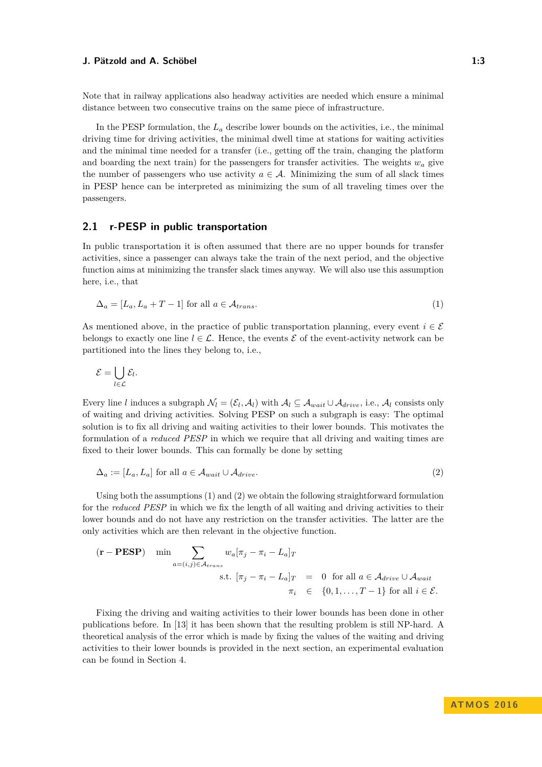Note that in railway applications also headway activities are needed which ensure a minimal distance between two consecutive trains on the same piece of infrastructure.

In the PESP formulation, the $L_a$ describe lower bounds on the activities, i.e., the minimal driving time for driving activities, the minimal dwell time at stations for waiting activities and the minimal time needed for a transfer (i.e., getting off the train, changing the platform and boarding the next train) for the passengers for transfer activities. The weights $w_a$ give the number of passengers who use activity $a \in \mathcal{A}$. Minimizing the sum of all slack times in PESP hence can be interpreted as minimizing the sum of all traveling times over the passengers.

## 2.1 r-PESP in public transportation

In public transportation it is often assumed that there are no upper bounds for transfer activities, since a passenger can always take the train of the next period, and the objective function aims at minimizing the transfer slack times anyway. We will also use this assumption here, i.e., that

$$\Delta_a = [L_a, L_a + T - 1] \text{ for all } a \in \mathcal{A}_{trans}. \tag{1}$$

As mentioned above, in the practice of public transportation planning, every event $i \in \mathcal{E}$ belongs to exactly one line $l \in \mathcal{L}$. Hence, the events $\mathcal{E}$ of the event-activity network can be partitioned into the lines they belong to, i.e.,

$$\mathcal{E} = \bigcup_{l \in \mathcal{L}} \mathcal{E}_l.$$

Every line $l$ induces a subgraph $\mathcal{N}_l = (\mathcal{E}_l, \mathcal{A}_l)$ with $\mathcal{A}_l \subseteq \mathcal{A}_{wait} \cup \mathcal{A}_{drive}$, i.e., $\mathcal{A}_l$ consists only of waiting and driving activities. Solving PESP on such a subgraph is easy: The optimal solution is to fix all driving and waiting activities to their lower bounds. This motivates the formulation of a *reduced PESP* in which we require that all driving and waiting times are fixed to their lower bounds. This can formally be done by setting

$$\Delta_a := [L_a, L_a] \text{ for all } a \in \mathcal{A}_{wait} \cup \mathcal{A}_{drive}. \tag{2}$$

Using both the assumptions (1) and (2) we obtain the following straightforward formulation for the *reduced PESP* in which we fix the length of all waiting and driving activities to their lower bounds and do not have any restriction on the transfer activities. The latter are the only activities which are then relevant in the objective function.

$$
\begin{aligned}
(\mathbf{r-PESP}) \quad \min \sum_{a=(i,j) \in \mathcal{A}_{trans}} & w_a [\pi_j - \pi_i - L_a]_T \\
\text{s.t. } [\pi_j - \pi_i - L_a]_T &= 0 \quad \text{for all } a \in \mathcal{A}_{drive} \cup \mathcal{A}_{wait} \\
\pi_i &\in \{0, 1, \dots, T-1\} \text{ for all } i \in \mathcal{E}.
\end{aligned}
$$

Fixing the driving and waiting activities to their lower bounds has been done in other publications before. In [13] it has been shown that the resulting problem is still NP-hard. A theoretical analysis of the error which is made by fixing the values of the waiting and driving activities to their lower bounds is provided in the next section, an experimental evaluation can be found in Section 4.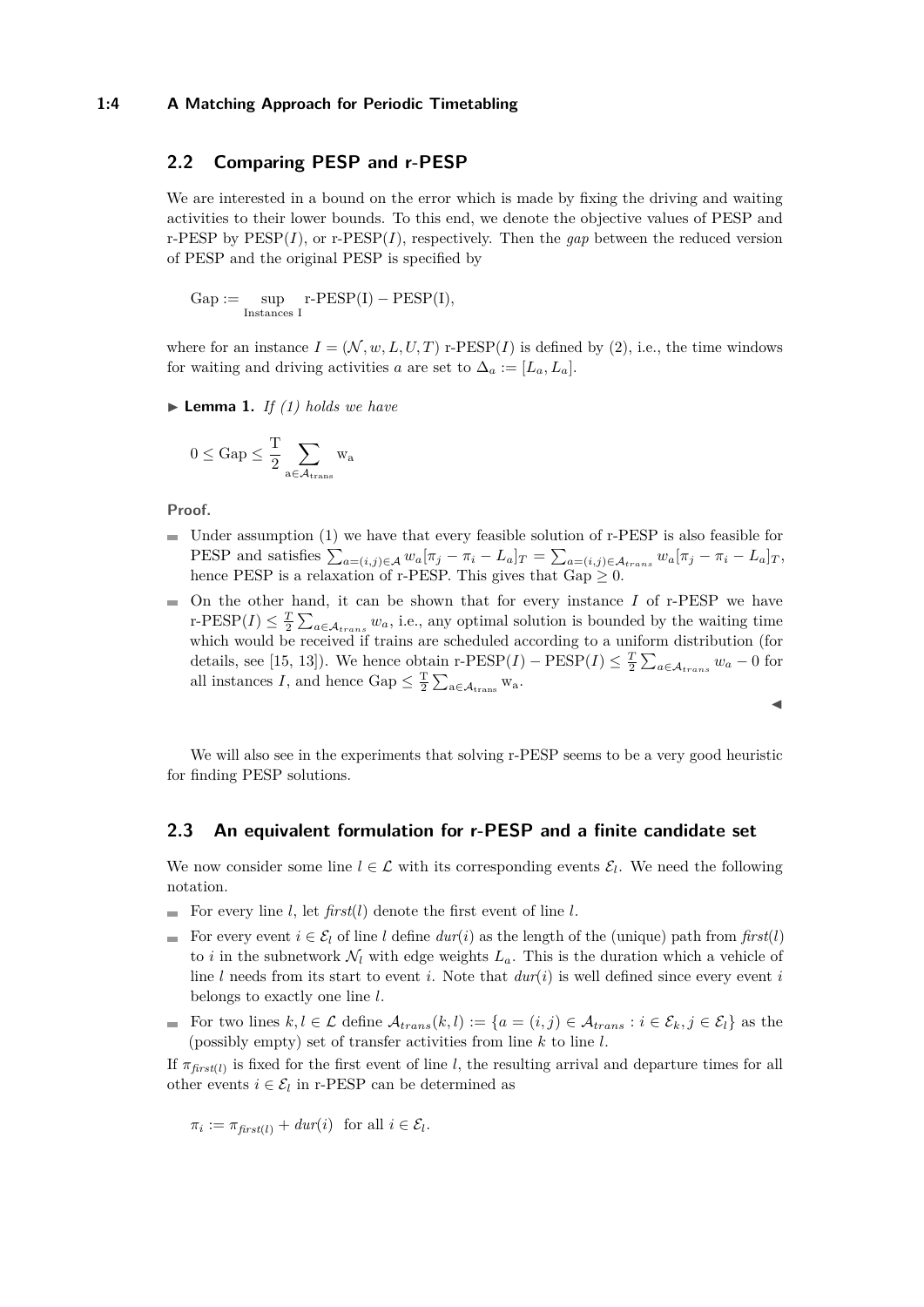## 2.2 Comparing PESP and r-PESP

We are interested in a bound on the error which is made by fixing the driving and waiting activities to their lower bounds. To this end, we denote the objective values of PESP and r-PESP by PESP($I$), or r-PESP($I$), respectively. Then the *gap* between the reduced version of PESP and the original PESP is specified by

$$\text{Gap} := \sup_{\text{Instances I}} \text{r-PESP(I)} - \text{PESP(I)},$$

where for an instance $I = (\mathcal{N}, w, L, U, T)$ r-PESP($I$) is defined by (2), i.e., the time windows for waiting and driving activities $a$ are set to $\Delta_a := [L_a, L_a]$.

▶ **Lemma 1.** *If (1) holds we have*

$$0 \leq \text{Gap} \leq \frac{\text{T}}{2} \sum_{\text{a} \in \mathcal{A}_{\text{trans}}} \text{w}_{\text{a}}$$

**Proof.**

- Under assumption (1) we have that every feasible solution of r-PESP is also feasible for PESP and satisfies $\sum_{a=(i,j) \in \mathcal{A}} w_a [\pi_j - \pi_i - L_a]_T = \sum_{a=(i,j) \in \mathcal{A}_{trans}} w_a [\pi_j - \pi_i - L_a]_T$, hence PESP is a relaxation of r-PESP. This gives that Gap $\geq 0$.
- On the other hand, it can be shown that for every instance $I$ of r-PESP we have r-PESP$(I) \leq \frac{T}{2} \sum_{a \in \mathcal{A}_{trans}} w_a$, i.e., any optimal solution is bounded by the waiting time which would be received if trains are scheduled according to a uniform distribution (for details, see [15, 13]). We hence obtain r-PESP$(I)$ − PESP$(I) \leq \frac{T}{2} \sum_{a \in \mathcal{A}_{trans}} w_a - 0$ for all instances $I$, and hence Gap $\leq \frac{\text{T}}{2} \sum_{\text{a} \in \mathcal{A}_{\text{trans}}} \text{w}_{\text{a}}$.

◀

We will also see in the experiments that solving r-PESP seems to be a very good heuristic for finding PESP solutions.

## 2.3 An equivalent formulation for r-PESP and a finite candidate set

We now consider some line $l \in \mathcal{L}$ with its corresponding events $\mathcal{E}_l$. We need the following notation.

- For every line $l$, let *first*($l$) denote the first event of line $l$.
- For every event $i \in \mathcal{E}_l$ of line $l$ define *dur*($i$) as the length of the (unique) path from *first*($l$) to $i$ in the subnetwork $\mathcal{N}_l$ with edge weights $L_a$. This is the duration which a vehicle of line $l$ needs from its start to event $i$. Note that *dur*($i$) is well defined since every event $i$ belongs to exactly one line $l$.
- For two lines $k, l \in \mathcal{L}$ define $\mathcal{A}_{trans}(k, l) := \{a = (i, j) \in \mathcal{A}_{trans} : i \in \mathcal{E}_k, j \in \mathcal{E}_l\}$ as the (possibly empty) set of transfer activities from line $k$ to line $l$.

If $\pi_{first(l)}$ is fixed for the first event of line $l$, the resulting arrival and departure times for all other events $i \in \mathcal{E}_l$ in r-PESP can be determined as

$$\pi_i := \pi_{first(l)} + dur(i) \quad \text{for all } i \in \mathcal{E}_l.$$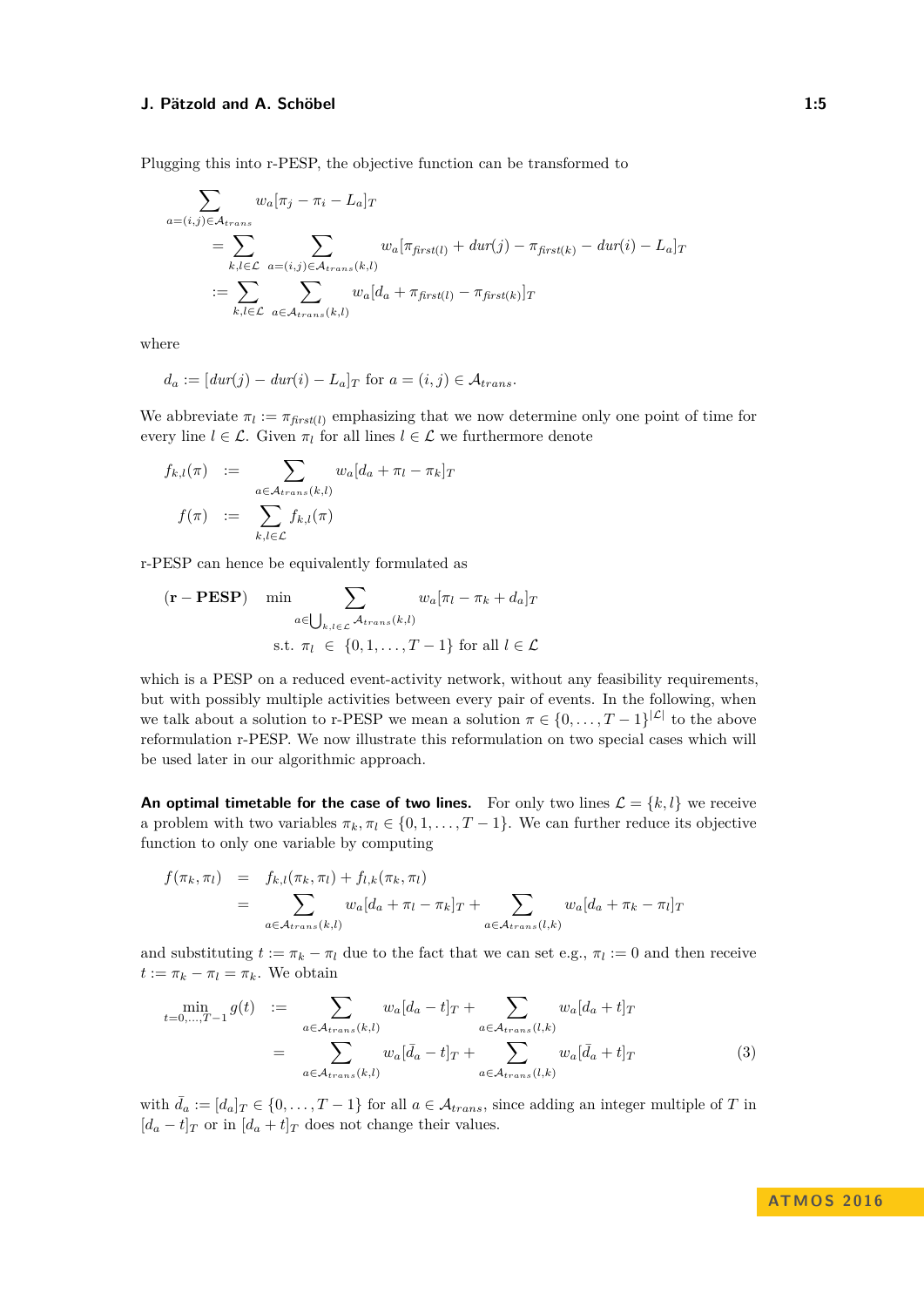Plugging this into r-PESP, the objective function can be transformed to

$$
\begin{aligned}
&\sum_{a=(i,j)\in\mathcal{A}_{trans}} w_a[\pi_j - \pi_i - L_a]_T \\
&\quad = \sum_{k,l\in\mathcal{L}} \sum_{a=(i,j)\in\mathcal{A}_{trans}(k,l)} w_a[\pi_{\mathit{first}(l)} + \mathit{dur}(j) - \pi_{\mathit{first}(k)} - \mathit{dur}(i) - L_a]_T \\
&\quad := \sum_{k,l\in\mathcal{L}} \sum_{a\in\mathcal{A}_{trans}(k,l)} w_a[d_a + \pi_{\mathit{first}(l)} - \pi_{\mathit{first}(k)}]_T
\end{aligned}
$$

where

$$d_a := [\mathit{dur}(j) - \mathit{dur}(i) - L_a]_T \text{ for } a = (i,j) \in \mathcal{A}_{trans}.$$

We abbreviate $\pi_l := \pi_{\mathit{first}(l)}$ emphasizing that we now determine only one point of time for every line $l \in \mathcal{L}$. Given $\pi_l$ for all lines $l \in \mathcal{L}$ we furthermore denote

$$
\begin{aligned}
f_{k,l}(\pi) &:= \sum_{a\in\mathcal{A}_{trans}(k,l)} w_a[d_a + \pi_l - \pi_k]_T \\
f(\pi) &:= \sum_{k,l\in\mathcal{L}} f_{k,l}(\pi)
\end{aligned}
$$

r-PESP can hence be equivalently formulated as

$$
\begin{aligned}
(\mathbf{r-PESP}) \quad \min & \sum_{a\in\bigcup_{k,l\in\mathcal{L}}\mathcal{A}_{trans}(k,l)} w_a[\pi_l - \pi_k + d_a]_T \\
\text{s.t. } & \pi_l \in \{0,1,\ldots,T-1\} \text{ for all } l \in \mathcal{L}
\end{aligned}
$$

which is a PESP on a reduced event-activity network, without any feasibility requirements, but with possibly multiple activities between every pair of events. In the following, when we talk about a solution to r-PESP we mean a solution $\pi \in \{0,\ldots,T-1\}^{|\mathcal{L}|}$ to the above reformulation r-PESP. We now illustrate this reformulation on two special cases which will be used later in our algorithmic approach.

**An optimal timetable for the case of two lines.** For only two lines $\mathcal{L} = \{k,l\}$ we receive a problem with two variables $\pi_k, \pi_l \in \{0,1,\ldots,T-1\}$. We can further reduce its objective function to only one variable by computing

$$
\begin{aligned}
f(\pi_k,\pi_l) &= f_{k,l}(\pi_k,\pi_l) + f_{l,k}(\pi_k,\pi_l) \\
&= \sum_{a\in\mathcal{A}_{trans}(k,l)} w_a[d_a + \pi_l - \pi_k]_T + \sum_{a\in\mathcal{A}_{trans}(l,k)} w_a[d_a + \pi_k - \pi_l]_T
\end{aligned}
$$

and substituting $t := \pi_k - \pi_l$ due to the fact that we can set e.g., $\pi_l := 0$ and then receive $t := \pi_k - \pi_l = \pi_k$. We obtain

$$
\begin{aligned}
\min_{t=0,\ldots,T-1} g(t) &:= \sum_{a\in\mathcal{A}_{trans}(k,l)} w_a[d_a - t]_T + \sum_{a\in\mathcal{A}_{trans}(l,k)} w_a[d_a + t]_T \\
&= \sum_{a\in\mathcal{A}_{trans}(k,l)} w_a[\bar{d}_a - t]_T + \sum_{a\in\mathcal{A}_{trans}(l,k)} w_a[\bar{d}_a + t]_T \qquad (3)
\end{aligned}
$$

with $\bar{d}_a := [d_a]_T \in \{0,\ldots,T-1\}$ for all $a \in \mathcal{A}_{trans}$, since adding an integer multiple of $T$ in $[d_a - t]_T$ or in $[d_a + t]_T$ does not change their values.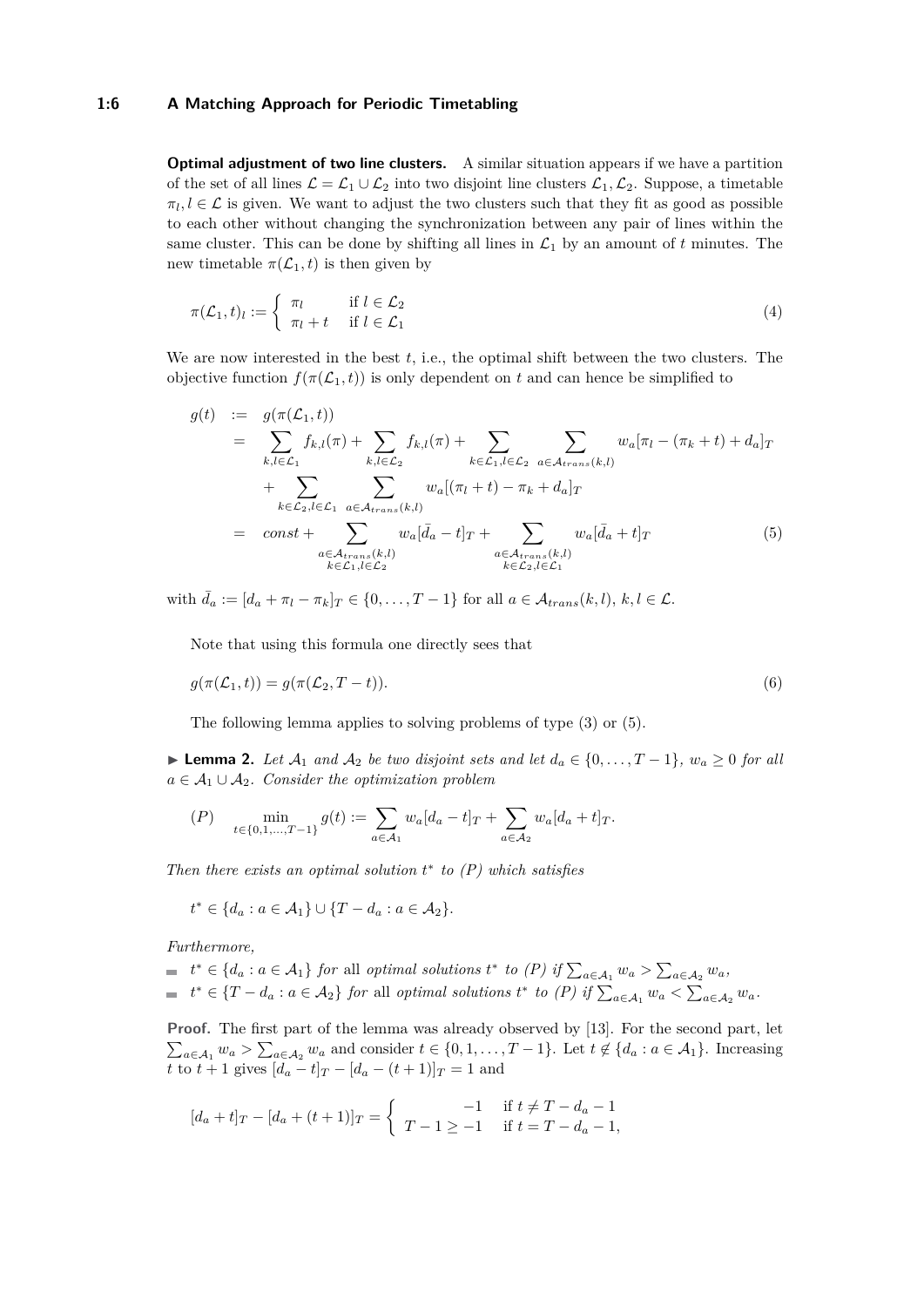**Optimal adjustment of two line clusters.** A similar situation appears if we have a partition of the set of all lines $\mathcal{L} = \mathcal{L}_1 \cup \mathcal{L}_2$ into two disjoint line clusters $\mathcal{L}_1, \mathcal{L}_2$. Suppose, a timetable $\pi_l, l \in \mathcal{L}$ is given. We want to adjust the two clusters such that they fit as good as possible to each other without changing the synchronization between any pair of lines within the same cluster. This can be done by shifting all lines in $\mathcal{L}_1$ by an amount of $t$ minutes. The new timetable $\pi(\mathcal{L}_1, t)$ is then given by

$$\pi(\mathcal{L}_1, t)_l := \begin{cases} \pi_l & \text{if } l \in \mathcal{L}_2 \\ \pi_l + t & \text{if } l \in \mathcal{L}_1 \end{cases} \tag{4}$$

We are now interested in the best $t$, i.e., the optimal shift between the two clusters. The objective function $f(\pi(\mathcal{L}_1, t))$ is only dependent on $t$ and can hence be simplified to

$$\begin{aligned} g(t) &:= g(\pi(\mathcal{L}_1, t)) \\ &= \sum_{k,l \in \mathcal{L}_1} f_{k,l}(\pi) + \sum_{k,l \in \mathcal{L}_2} f_{k,l}(\pi) + \sum_{k \in \mathcal{L}_1, l \in \mathcal{L}_2} \sum_{a \in \mathcal{A}_{trans}(k,l)} w_a[\pi_l - (\pi_k + t) + d_a]_T \\ &\quad + \sum_{k \in \mathcal{L}_2, l \in \mathcal{L}_1} \sum_{a \in \mathcal{A}_{trans}(k,l)} w_a[(\pi_l + t) - \pi_k + d_a]_T \\ &= const + \sum_{\substack{a \in \mathcal{A}_{trans}(k,l) \\ k \in \mathcal{L}_1, l \in \mathcal{L}_2}} w_a[\bar{d}_a - t]_T + \sum_{\substack{a \in \mathcal{A}_{trans}(k,l) \\ k \in \mathcal{L}_2, l \in \mathcal{L}_1}} w_a[\bar{d}_a + t]_T \end{aligned} \tag{5}$$

with $\bar{d}_a := [d_a + \pi_l - \pi_k]_T \in \{0, \ldots, T-1\}$ for all $a \in \mathcal{A}_{trans}(k,l)$, $k, l \in \mathcal{L}$.

Note that using this formula one directly sees that

$$g(\pi(\mathcal{L}_1, t)) = g(\pi(\mathcal{L}_2, T - t)). \tag{6}$$

The following lemma applies to solving problems of type (3) or (5).

▶ **Lemma 2.** *Let $\mathcal{A}_1$ and $\mathcal{A}_2$ be two disjoint sets and let $d_a \in \{0, \ldots, T-1\}$, $w_a \geq 0$ for all $a \in \mathcal{A}_1 \cup \mathcal{A}_2$. Consider the optimization problem*

$$(P) \qquad \min_{t \in \{0,1,\ldots,T-1\}} g(t) := \sum_{a \in \mathcal{A}_1} w_a[d_a - t]_T + \sum_{a \in \mathcal{A}_2} w_a[d_a + t]_T.$$

*Then there exists an optimal solution $t^*$ to (P) which satisfies*

$$t^* \in \{d_a : a \in \mathcal{A}_1\} \cup \{T - d_a : a \in \mathcal{A}_2\}.$$

*Furthermore,*

- $t^* \in \{d_a : a \in \mathcal{A}_1\}$ *for* all *optimal solutions $t^*$ to (P) if $\sum_{a \in \mathcal{A}_1} w_a > \sum_{a \in \mathcal{A}_2} w_a$,*
- $t^* \in \{T - d_a : a \in \mathcal{A}_2\}$ *for* all *optimal solutions $t^*$ to (P) if $\sum_{a \in \mathcal{A}_1} w_a < \sum_{a \in \mathcal{A}_2} w_a$.*

**Proof.** The first part of the lemma was already observed by [13]. For the second part, let $\sum_{a \in \mathcal{A}_1} w_a > \sum_{a \in \mathcal{A}_2} w_a$ and consider $t \in \{0, 1, \ldots, T-1\}$. Let $t \notin \{d_a : a \in \mathcal{A}_1\}$. Increasing $t$ to $t+1$ gives $[d_a - t]_T - [d_a - (t+1)]_T = 1$ and

$$[d_a + t]_T - [d_a + (t+1)]_T = \begin{cases} -1 & \text{if } t \neq T - d_a - 1 \\ T - 1 \geq -1 & \text{if } t = T - d_a - 1, \end{cases}$$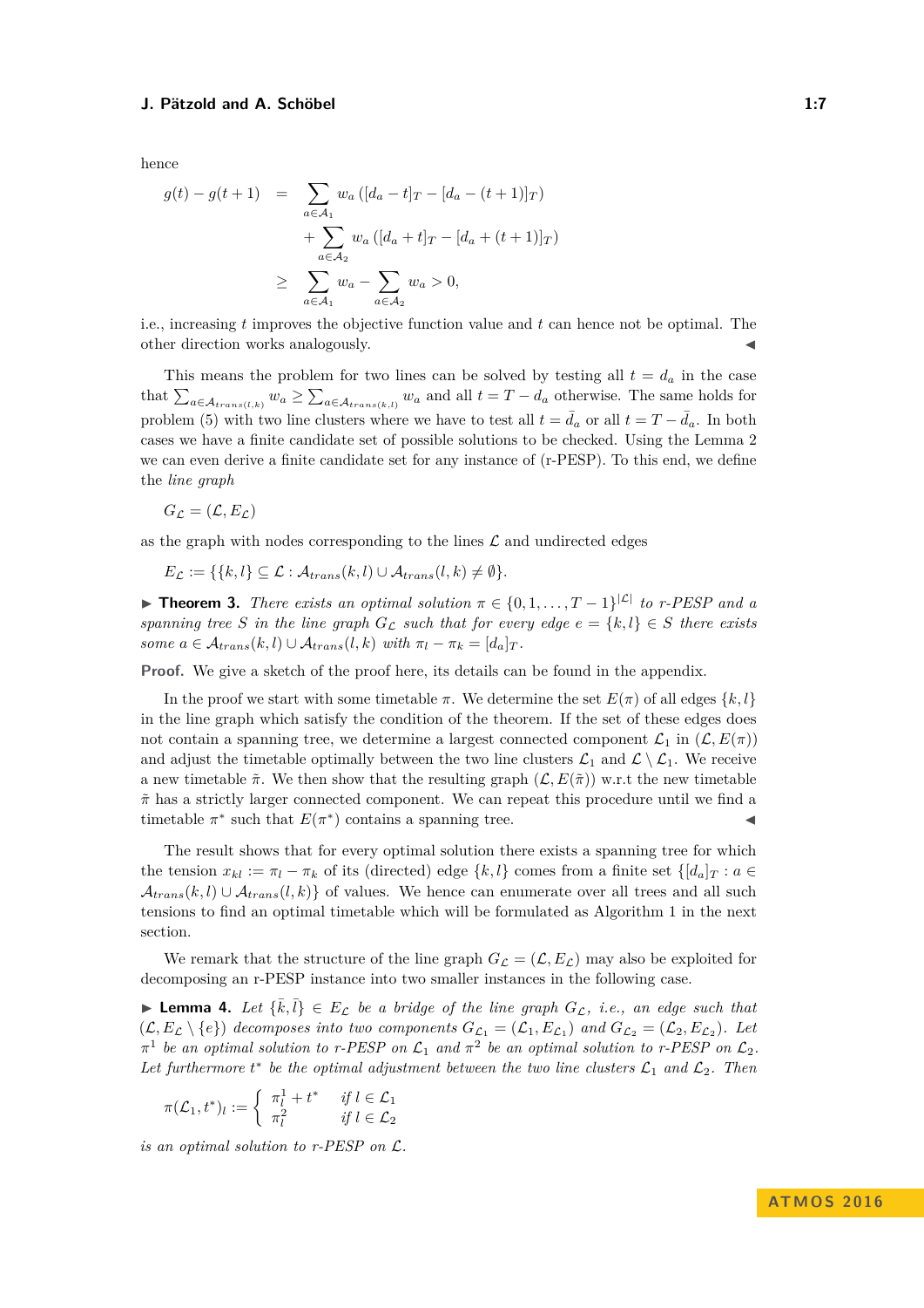hence

$$\begin{aligned}
g(t) - g(t+1) &= \sum_{a \in \mathcal{A}_1} w_a \left( [d_a - t]_T - [d_a - (t+1)]_T \right) \\
&\quad + \sum_{a \in \mathcal{A}_2} w_a \left( [d_a + t]_T - [d_a + (t+1)]_T \right) \\
&\geq \sum_{a \in \mathcal{A}_1} w_a - \sum_{a \in \mathcal{A}_2} w_a > 0,
\end{aligned}$$

i.e., increasing $t$ improves the objective function value and $t$ can hence not be optimal. The other direction works analogously. ◀

This means the problem for two lines can be solved by testing all $t = d_a$ in the case that $\sum_{a \in \mathcal{A}_{trans(l,k)}} w_a \geq \sum_{a \in \mathcal{A}_{trans(k,l)}} w_a$ and all $t = T - d_a$ otherwise. The same holds for problem (5) with two line clusters where we have to test all $t = \bar{d}_a$ or all $t = T - \bar{d}_a$. In both cases we have a finite candidate set of possible solutions to be checked. Using the Lemma 2 we can even derive a finite candidate set for any instance of (r-PESP). To this end, we define the *line graph*

$$G_{\mathcal{L}} = (\mathcal{L}, E_{\mathcal{L}})$$

as the graph with nodes corresponding to the lines $\mathcal{L}$ and undirected edges

$$E_{\mathcal{L}} := \{\{k, l\} \subseteq \mathcal{L} : \mathcal{A}_{trans}(k, l) \cup \mathcal{A}_{trans}(l, k) \neq \emptyset\}.$$

▶ **Theorem 3.** *There exists an optimal solution $\pi \in \{0, 1, \ldots, T-1\}^{|\mathcal{L}|}$ to r-PESP and a spanning tree $S$ in the line graph $G_{\mathcal{L}}$ such that for every edge $e = \{k, l\} \in S$ there exists some $a \in \mathcal{A}_{trans}(k, l) \cup \mathcal{A}_{trans}(l, k)$ with $\pi_l - \pi_k = [d_a]_T$.*

**Proof.** We give a sketch of the proof here, its details can be found in the appendix.

In the proof we start with some timetable $\pi$. We determine the set $E(\pi)$ of all edges $\{k, l\}$ in the line graph which satisfy the condition of the theorem. If the set of these edges does not contain a spanning tree, we determine a largest connected component $\mathcal{L}_1$ in $(\mathcal{L}, E(\pi))$ and adjust the timetable optimally between the two line clusters $\mathcal{L}_1$ and $\mathcal{L} \setminus \mathcal{L}_1$. We receive a new timetable $\tilde{\pi}$. We then show that the resulting graph $(\mathcal{L}, E(\tilde{\pi}))$ w.r.t the new timetable $\tilde{\pi}$ has a strictly larger connected component. We can repeat this procedure until we find a timetable $\pi^*$ such that $E(\pi^*)$ contains a spanning tree. ◀

The result shows that for every optimal solution there exists a spanning tree for which the tension $x_{kl} := \pi_l - \pi_k$ of its (directed) edge $\{k, l\}$ comes from a finite set $\{[d_a]_T : a \in \mathcal{A}_{trans}(k, l) \cup \mathcal{A}_{trans}(l, k)\}$ of values. We hence can enumerate over all trees and all such tensions to find an optimal timetable which will be formulated as Algorithm 1 in the next section.

We remark that the structure of the line graph $G_{\mathcal{L}} = (\mathcal{L}, E_{\mathcal{L}})$ may also be exploited for decomposing an r-PESP instance into two smaller instances in the following case.

▶ **Lemma 4.** *Let $\{\bar{k}, \bar{l}\} \in E_{\mathcal{L}}$ be a bridge of the line graph $G_{\mathcal{L}}$, i.e., an edge such that $(\mathcal{L}, E_{\mathcal{L}} \setminus \{e\})$ decomposes into two components $G_{\mathcal{L}_1} = (\mathcal{L}_1, E_{\mathcal{L}_1})$ and $G_{\mathcal{L}_2} = (\mathcal{L}_2, E_{\mathcal{L}_2})$. Let $\pi^1$ be an optimal solution to r-PESP on $\mathcal{L}_1$ and $\pi^2$ be an optimal solution to r-PESP on $\mathcal{L}_2$. Let furthermore $t^*$ be the optimal adjustment between the two line clusters $\mathcal{L}_1$ and $\mathcal{L}_2$. Then*

$$\pi(\mathcal{L}_1, t^*)_l := \begin{cases} \pi^1_l + t^* & \text{if } l \in \mathcal{L}_1 \\ \pi^2_l & \text{if } l \in \mathcal{L}_2 \end{cases}$$

*is an optimal solution to r-PESP on $\mathcal{L}$.*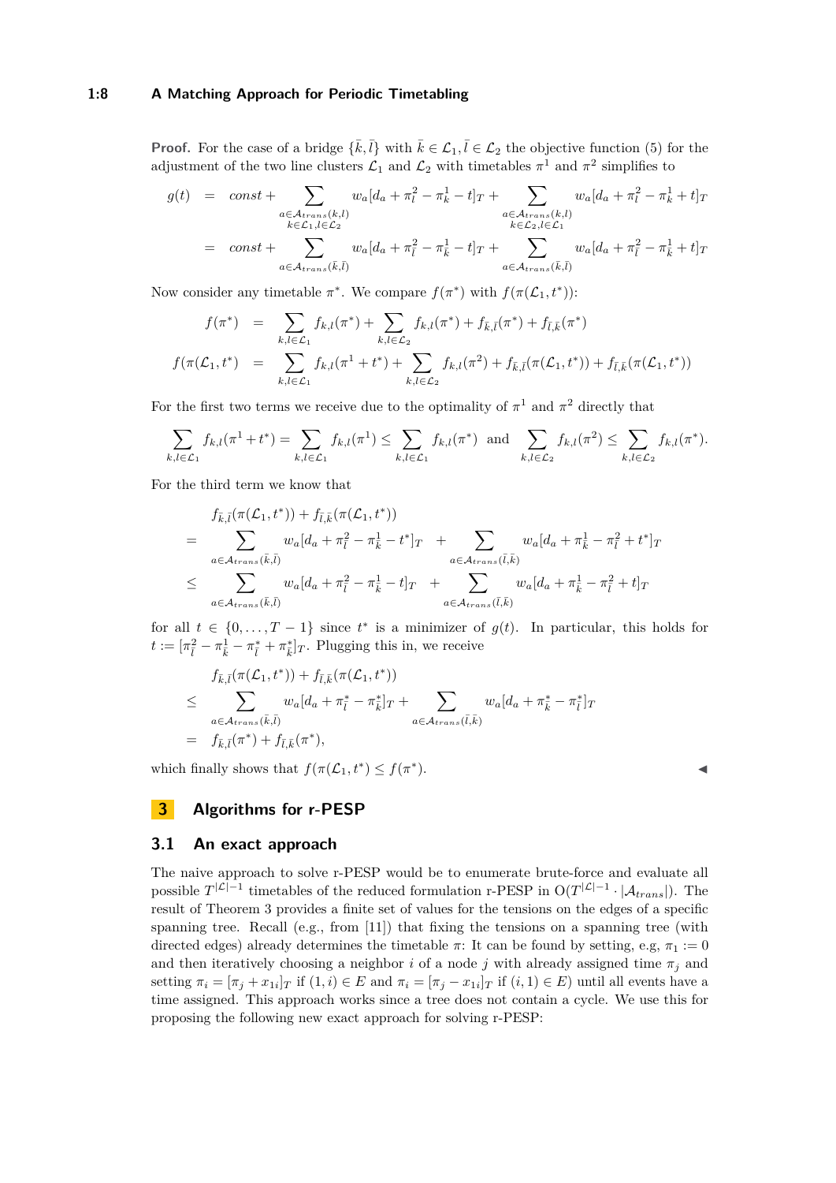**Proof.** For the case of a bridge $\{\bar{k}, \bar{l}\}$ with $\bar{k} \in \mathcal{L}_1, \bar{l} \in \mathcal{L}_2$ the objective function (5) for the adjustment of the two line clusters $\mathcal{L}_1$ and $\mathcal{L}_2$ with timetables $\pi^1$ and $\pi^2$ simplifies to

$$
\begin{aligned}
g(t) &= const + \sum_{\substack{a \in \mathcal{A}_{trans}(k,l)\\ k \in \mathcal{L}_1, l \in \mathcal{L}_2}} w_a[d_a + \pi_l^2 - \pi_k^1 - t]_T + \sum_{\substack{a \in \mathcal{A}_{trans}(k,l)\\ k \in \mathcal{L}_2, l \in \mathcal{L}_1}} w_a[d_a + \pi_l^2 - \pi_k^1 + t]_T \\
&= const + \sum_{a \in \mathcal{A}_{trans}(\bar{k},\bar{l})} w_a[d_a + \pi_{\bar{l}}^2 - \pi_{\bar{k}}^1 - t]_T + \sum_{a \in \mathcal{A}_{trans}(\bar{k},\bar{l})} w_a[d_a + \pi_{\bar{l}}^2 - \pi_{\bar{k}}^1 + t]_T
\end{aligned}
$$

Now consider any timetable $\pi^*$. We compare $f(\pi^*)$ with $f(\pi(\mathcal{L}_1, t^*))$:

$$
\begin{aligned}
f(\pi^*) &= \sum_{k,l \in \mathcal{L}_1} f_{k,l}(\pi^*) + \sum_{k,l \in \mathcal{L}_2} f_{k,l}(\pi^*) + f_{\bar{k},\bar{l}}(\pi^*) + f_{\bar{l},\bar{k}}(\pi^*) \\
f(\pi(\mathcal{L}_1, t^*)) &= \sum_{k,l \in \mathcal{L}_1} f_{k,l}(\pi^1 + t^*) + \sum_{k,l \in \mathcal{L}_2} f_{k,l}(\pi^2) + f_{\bar{k},\bar{l}}(\pi(\mathcal{L}_1, t^*)) + f_{\bar{l},\bar{k}}(\pi(\mathcal{L}_1, t^*))
\end{aligned}
$$

For the first two terms we receive due to the optimality of $\pi^1$ and $\pi^2$ directly that

$$
\sum_{k,l \in \mathcal{L}_1} f_{k,l}(\pi^1 + t^*) = \sum_{k,l \in \mathcal{L}_1} f_{k,l}(\pi^1) \leq \sum_{k,l \in \mathcal{L}_1} f_{k,l}(\pi^*) \quad \text{and} \quad \sum_{k,l \in \mathcal{L}_2} f_{k,l}(\pi^2) \leq \sum_{k,l \in \mathcal{L}_2} f_{k,l}(\pi^*).
$$

For the third term we know that

$$
\begin{aligned}
& f_{\bar{k},\bar{l}}(\pi(\mathcal{L}_1, t^*)) + f_{\bar{l},\bar{k}}(\pi(\mathcal{L}_1, t^*)) \\
= & \sum_{a \in \mathcal{A}_{trans}(\bar{k},\bar{l})} w_a[d_a + \pi_{\bar{l}}^2 - \pi_{\bar{k}}^1 - t^*]_T \quad + \sum_{a \in \mathcal{A}_{trans}(\bar{l},\bar{k})} w_a[d_a + \pi_{\bar{k}}^1 - \pi_{\bar{l}}^2 + t^*]_T \\
\leq & \sum_{a \in \mathcal{A}_{trans}(\bar{k},\bar{l})} w_a[d_a + \pi_{\bar{l}}^2 - \pi_{\bar{k}}^1 - t]_T \quad + \sum_{a \in \mathcal{A}_{trans}(\bar{l},\bar{k})} w_a[d_a + \pi_{\bar{k}}^1 - \pi_{\bar{l}}^2 + t]_T
\end{aligned}
$$

for all $t \in \{0, \ldots, T-1\}$ since $t^*$ is a minimizer of $g(t)$. In particular, this holds for $t := [\pi_{\bar{l}}^2 - \pi_{\bar{k}}^1 - \pi_{\bar{l}}^* + \pi_{\bar{k}}^*]_T$. Plugging this in, we receive

$$
\begin{aligned}
& f_{\bar{k},\bar{l}}(\pi(\mathcal{L}_1, t^*)) + f_{\bar{l},\bar{k}}(\pi(\mathcal{L}_1, t^*)) \\
\leq & \sum_{a \in \mathcal{A}_{trans}(\bar{k},\bar{l})} w_a[d_a + \pi_{\bar{l}}^* - \pi_{\bar{k}}^*]_T + \sum_{a \in \mathcal{A}_{trans}(\bar{l},\bar{k})} w_a[d_a + \pi_{\bar{k}}^* - \pi_{\bar{l}}^*]_T \\
= & f_{\bar{k},\bar{l}}(\pi^*) + f_{\bar{l},\bar{k}}(\pi^*),
\end{aligned}
$$

which finally shows that $f(\pi(\mathcal{L}_1, t^*)) \leq f(\pi^*)$. ◀

# 3 Algorithms for r-PESP

## 3.1 An exact approach

The naive approach to solve r-PESP would be to enumerate brute-force and evaluate all possible $T^{|\mathcal{L}|-1}$ timetables of the reduced formulation r-PESP in $O(T^{|\mathcal{L}|-1} \cdot |\mathcal{A}_{trans}|)$. The result of Theorem 3 provides a finite set of values for the tensions on the edges of a specific spanning tree. Recall (e.g., from [11]) that fixing the tensions on a spanning tree (with directed edges) already determines the timetable $\pi$: It can be found by setting, e.g, $\pi_1 := 0$ and then iteratively choosing a neighbor $i$ of a node $j$ with already assigned time $\pi_j$ and setting $\pi_i = [\pi_j + x_{1i}]_T$ if $(1, i) \in E$ and $\pi_i = [\pi_j - x_{1i}]_T$ if $(i, 1) \in E$) until all events have a time assigned. This approach works since a tree does not contain a cycle. We use this for proposing the following new exact approach for solving r-PESP: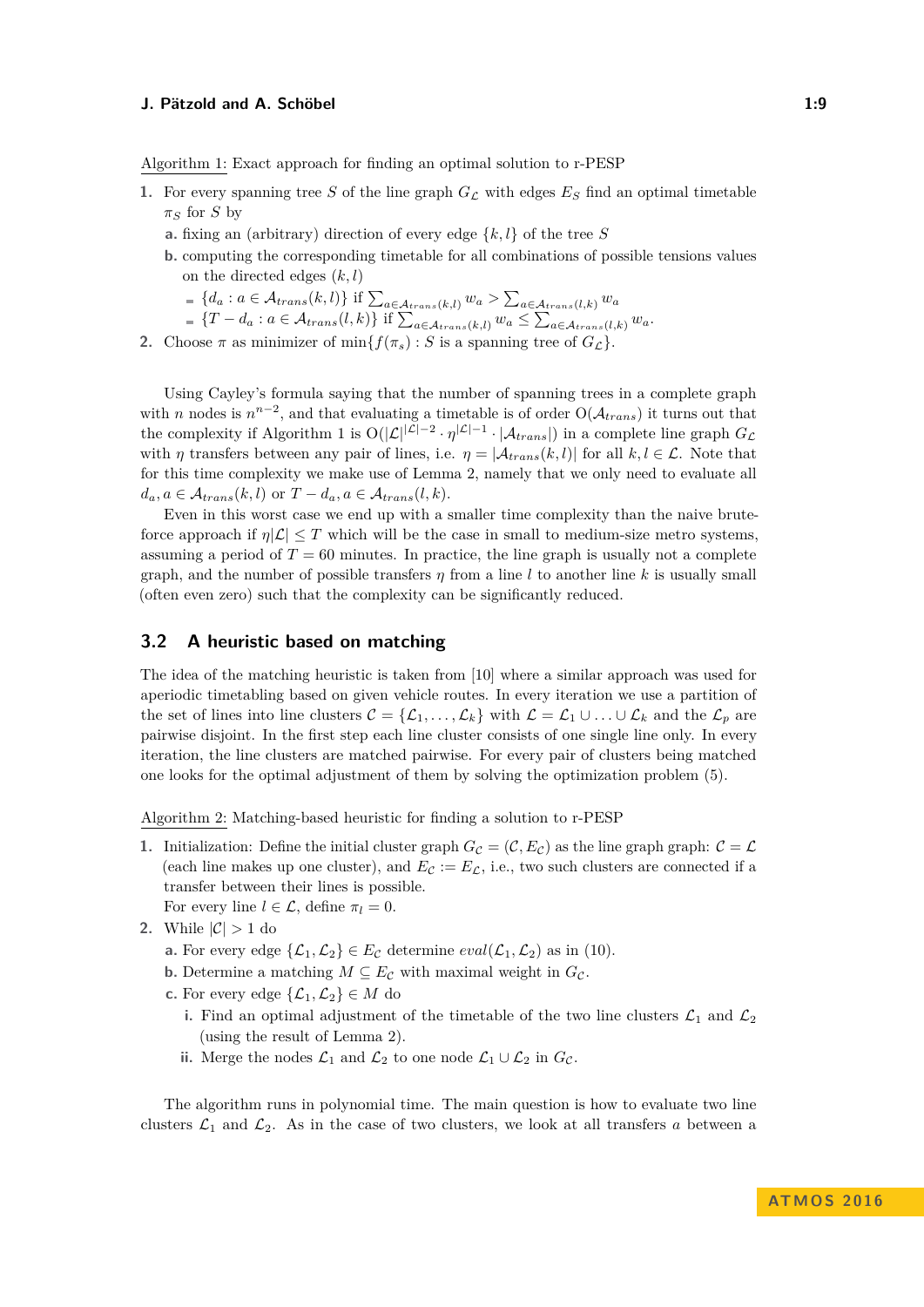Algorithm 1: Exact approach for finding an optimal solution to r-PESP

1. For every spanning tree $S$ of the line graph $G_{\mathcal{L}}$ with edges $E_S$ find an optimal timetable $\pi_S$ for $S$ by
   a. fixing an (arbitrary) direction of every edge $\{k, l\}$ of the tree $S$
   b. computing the corresponding timetable for all combinations of possible tensions values on the directed edges $(k, l)$
      - $\{d_a : a \in \mathcal{A}_{trans}(k,l)\}$ if $\sum_{a \in \mathcal{A}_{trans}(k,l)} w_a > \sum_{a \in \mathcal{A}_{trans}(l,k)} w_a$
      - $\{T - d_a : a \in \mathcal{A}_{trans}(l,k)\}$ if $\sum_{a \in \mathcal{A}_{trans}(k,l)} w_a \leq \sum_{a \in \mathcal{A}_{trans}(l,k)} w_a$.
2. Choose $\pi$ as minimizer of $\min\{f(\pi_s) : S \text{ is a spanning tree of } G_{\mathcal{L}}\}$.

Using Cayley's formula saying that the number of spanning trees in a complete graph with $n$ nodes is $n^{n-2}$, and that evaluating a timetable is of order $\mathrm{O}(\mathcal{A}_{trans})$ it turns out that the complexity if Algorithm 1 is $\mathrm{O}(|\mathcal{L}|^{|\mathcal{L}|-2} \cdot \eta^{|\mathcal{L}|-1} \cdot |\mathcal{A}_{trans}|)$ in a complete line graph $G_{\mathcal{L}}$ with $\eta$ transfers between any pair of lines, i.e. $\eta = |\mathcal{A}_{trans}(k,l)|$ for all $k, l \in \mathcal{L}$. Note that for this time complexity we make use of Lemma 2, namely that we only need to evaluate all $d_a, a \in \mathcal{A}_{trans}(k,l)$ or $T - d_a, a \in \mathcal{A}_{trans}(l,k)$.

Even in this worst case we end up with a smaller time complexity than the naive brute-force approach if $\eta|\mathcal{L}| \leq T$ which will be the case in small to medium-size metro systems, assuming a period of $T = 60$ minutes. In practice, the line graph is usually not a complete graph, and the number of possible transfers $\eta$ from a line $l$ to another line $k$ is usually small (often even zero) such that the complexity can be significantly reduced.

### 3.2 A heuristic based on matching

The idea of the matching heuristic is taken from [10] where a similar approach was used for aperiodic timetabling based on given vehicle routes. In every iteration we use a partition of the set of lines into line clusters $\mathcal{C} = \{\mathcal{L}_1, \ldots, \mathcal{L}_k\}$ with $\mathcal{L} = \mathcal{L}_1 \cup \ldots \cup \mathcal{L}_k$ and the $\mathcal{L}_p$ are pairwise disjoint. In the first step each line cluster consists of one single line only. In every iteration, the line clusters are matched pairwise. For every pair of clusters being matched one looks for the optimal adjustment of them by solving the optimization problem (5).

Algorithm 2: Matching-based heuristic for finding a solution to r-PESP

1. Initialization: Define the initial cluster graph $G_{\mathcal{C}} = (\mathcal{C}, E_{\mathcal{C}})$ as the line graph graph: $\mathcal{C} = \mathcal{L}$ (each line makes up one cluster), and $E_{\mathcal{C}} := E_{\mathcal{L}}$, i.e., two such clusters are connected if a transfer between their lines is possible.
   For every line $l \in \mathcal{L}$, define $\pi_l = 0$.
2. While $|\mathcal{C}| > 1$ do
   a. For every edge $\{\mathcal{L}_1, \mathcal{L}_2\} \in E_{\mathcal{C}}$ determine $eval(\mathcal{L}_1, \mathcal{L}_2)$ as in (10).
   b. Determine a matching $M \subseteq E_{\mathcal{C}}$ with maximal weight in $G_{\mathcal{C}}$.
   c. For every edge $\{\mathcal{L}_1, \mathcal{L}_2\} \in M$ do
      i. Find an optimal adjustment of the timetable of the two line clusters $\mathcal{L}_1$ and $\mathcal{L}_2$ (using the result of Lemma 2).
      ii. Merge the nodes $\mathcal{L}_1$ and $\mathcal{L}_2$ to one node $\mathcal{L}_1 \cup \mathcal{L}_2$ in $G_{\mathcal{C}}$.

The algorithm runs in polynomial time. The main question is how to evaluate two line clusters $\mathcal{L}_1$ and $\mathcal{L}_2$. As in the case of two clusters, we look at all transfers $a$ between a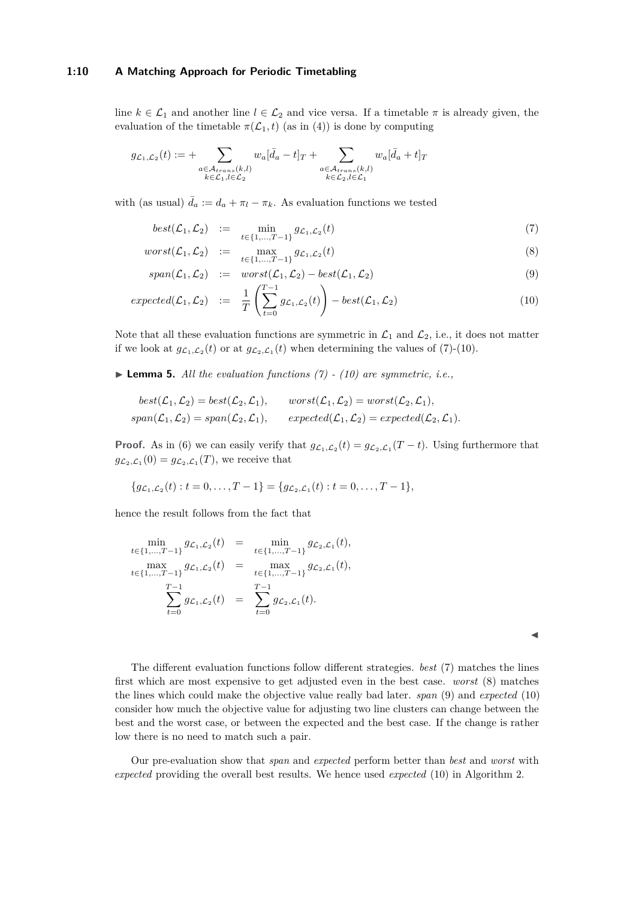line $k \in \mathcal{L}_1$ and another line $l \in \mathcal{L}_2$ and vice versa. If a timetable $\pi$ is already given, the evaluation of the timetable $\pi(\mathcal{L}_1, t)$ (as in (4)) is done by computing

$$g_{\mathcal{L}_1,\mathcal{L}_2}(t) := + \sum_{\substack{a \in \mathcal{A}_{trans}(k,l) \\ k \in \mathcal{L}_1, l \in \mathcal{L}_2}} w_a [\bar{d}_a - t]_T + \sum_{\substack{a \in \mathcal{A}_{trans}(k,l) \\ k \in \mathcal{L}_2, l \in \mathcal{L}_1}} w_a [\bar{d}_a + t]_T$$

with (as usual) $\bar{d}_a := d_a + \pi_l - \pi_k$. As evaluation functions we tested

$$best(\mathcal{L}_1, \mathcal{L}_2) := \min_{t \in \{1,\ldots,T-1\}} g_{\mathcal{L}_1,\mathcal{L}_2}(t) \tag{7}$$

$$worst(\mathcal{L}_1, \mathcal{L}_2) := \max_{t \in \{1,\ldots,T-1\}} g_{\mathcal{L}_1,\mathcal{L}_2}(t) \tag{8}$$

$$span(\mathcal{L}_1, \mathcal{L}_2) := worst(\mathcal{L}_1, \mathcal{L}_2) - best(\mathcal{L}_1, \mathcal{L}_2) \tag{9}$$

$$expected(\mathcal{L}_1, \mathcal{L}_2) := \frac{1}{T} \left( \sum_{t=0}^{T-1} g_{\mathcal{L}_1,\mathcal{L}_2}(t) \right) - best(\mathcal{L}_1, \mathcal{L}_2) \tag{10}$$

Note that all these evaluation functions are symmetric in $\mathcal{L}_1$ and $\mathcal{L}_2$, i.e., it does not matter if we look at $g_{\mathcal{L}_1,\mathcal{L}_2}(t)$ or at $g_{\mathcal{L}_2,\mathcal{L}_1}(t)$ when determining the values of (7)-(10).

▶ **Lemma 5.** *All the evaluation functions (7) - (10) are symmetric, i.e.,*

$$best(\mathcal{L}_1, \mathcal{L}_2) = best(\mathcal{L}_2, \mathcal{L}_1), \qquad worst(\mathcal{L}_1, \mathcal{L}_2) = worst(\mathcal{L}_2, \mathcal{L}_1),$$
$$span(\mathcal{L}_1, \mathcal{L}_2) = span(\mathcal{L}_2, \mathcal{L}_1), \qquad expected(\mathcal{L}_1, \mathcal{L}_2) = expected(\mathcal{L}_2, \mathcal{L}_1).$$

**Proof.** As in (6) we can easily verify that $g_{\mathcal{L}_1,\mathcal{L}_2}(t) = g_{\mathcal{L}_2,\mathcal{L}_1}(T - t)$. Using furthermore that $g_{\mathcal{L}_2,\mathcal{L}_1}(0) = g_{\mathcal{L}_2,\mathcal{L}_1}(T)$, we receive that

$$\{g_{\mathcal{L}_1,\mathcal{L}_2}(t) : t = 0, \ldots, T-1\} = \{g_{\mathcal{L}_2,\mathcal{L}_1}(t) : t = 0, \ldots, T-1\},$$

hence the result follows from the fact that

$$\min_{t \in \{1,\ldots,T-1\}} g_{\mathcal{L}_1,\mathcal{L}_2}(t) = \min_{t \in \{1,\ldots,T-1\}} g_{\mathcal{L}_2,\mathcal{L}_1}(t),$$
$$\max_{t \in \{1,\ldots,T-1\}} g_{\mathcal{L}_1,\mathcal{L}_2}(t) = \max_{t \in \{1,\ldots,T-1\}} g_{\mathcal{L}_2,\mathcal{L}_1}(t),$$
$$\sum_{t=0}^{T-1} g_{\mathcal{L}_1,\mathcal{L}_2}(t) = \sum_{t=0}^{T-1} g_{\mathcal{L}_2,\mathcal{L}_1}(t).$$

◀

The different evaluation functions follow different strategies. *best* (7) matches the lines first which are most expensive to get adjusted even in the best case. *worst* (8) matches the lines which could make the objective value really bad later. *span* (9) and *expected* (10) consider how much the objective value for adjusting two line clusters can change between the best and the worst case, or between the expected and the best case. If the change is rather low there is no need to match such a pair.

Our pre-evaluation show that *span* and *expected* perform better than *best* and *worst* with *expected* providing the overall best results. We hence used *expected* (10) in Algorithm 2.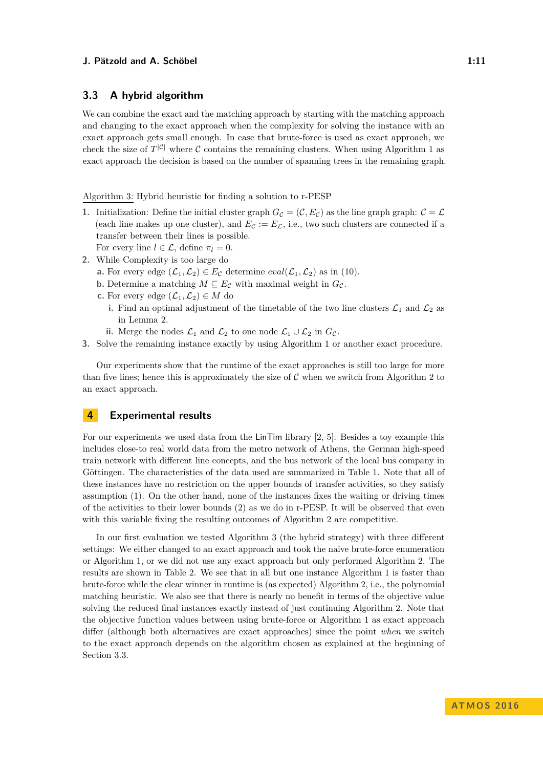## 3.3 A hybrid algorithm

We can combine the exact and the matching approach by starting with the matching approach and changing to the exact approach when the complexity for solving the instance with an exact approach gets small enough. In case that brute-force is used as exact approach, we check the size of $T^{|\mathcal{C}|}$ where $\mathcal{C}$ contains the remaining clusters. When using Algorithm 1 as exact approach the decision is based on the number of spanning trees in the remaining graph.

Algorithm 3: Hybrid heuristic for finding a solution to r-PESP

1. Initialization: Define the initial cluster graph $G_{\mathcal{C}} = (\mathcal{C}, E_{\mathcal{C}})$ as the line graph graph: $\mathcal{C} = \mathcal{L}$ (each line makes up one cluster), and $E_{\mathcal{C}} := E_{\mathcal{L}}$, i.e., two such clusters are connected if a transfer between their lines is possible.
   For every line $l \in \mathcal{L}$, define $\pi_l = 0$.
2. While Complexity is too large do
   a. For every edge $(\mathcal{L}_1, \mathcal{L}_2) \in E_{\mathcal{C}}$ determine $eval(\mathcal{L}_1, \mathcal{L}_2)$ as in (10).
   b. Determine a matching $M \subseteq E_{\mathcal{C}}$ with maximal weight in $G_{\mathcal{C}}$.
   c. For every edge $(\mathcal{L}_1, \mathcal{L}_2) \in M$ do
      i. Find an optimal adjustment of the timetable of the two line clusters $\mathcal{L}_1$ and $\mathcal{L}_2$ as in Lemma 2.
      ii. Merge the nodes $\mathcal{L}_1$ and $\mathcal{L}_2$ to one node $\mathcal{L}_1 \cup \mathcal{L}_2$ in $G_{\mathcal{C}}$.
3. Solve the remaining instance exactly by using Algorithm 1 or another exact procedure.

Our experiments show that the runtime of the exact approaches is still too large for more than five lines; hence this is approximately the size of $\mathcal{C}$ when we switch from Algorithm 2 to an exact approach.

# 4 Experimental results

For our experiments we used data from the LinTim library [2, 5]. Besides a toy example this includes close-to real world data from the metro network of Athens, the German high-speed train network with different line concepts, and the bus network of the local bus company in Göttingen. The characteristics of the data used are summarized in Table 1. Note that all of these instances have no restriction on the upper bounds of transfer activities, so they satisfy assumption (1). On the other hand, none of the instances fixes the waiting or driving times of the activities to their lower bounds (2) as we do in r-PESP. It will be observed that even with this variable fixing the resulting outcomes of Algorithm 2 are competitive.

In our first evaluation we tested Algorithm 3 (the hybrid strategy) with three different settings: We either changed to an exact approach and took the naive brute-force enumeration or Algorithm 1, or we did not use any exact approach but only performed Algorithm 2. The results are shown in Table 2. We see that in all but one instance Algorithm 1 is faster than brute-force while the clear winner in runtime is (as expected) Algorithm 2, i.e., the polynomial matching heuristic. We also see that there is nearly no benefit in terms of the objective value solving the reduced final instances exactly instead of just continuing Algorithm 2. Note that the objective function values between using brute-force or Algorithm 1 as exact approach differ (although both alternatives are exact approaches) since the point *when* we switch to the exact approach depends on the algorithm chosen as explained at the beginning of Section 3.3.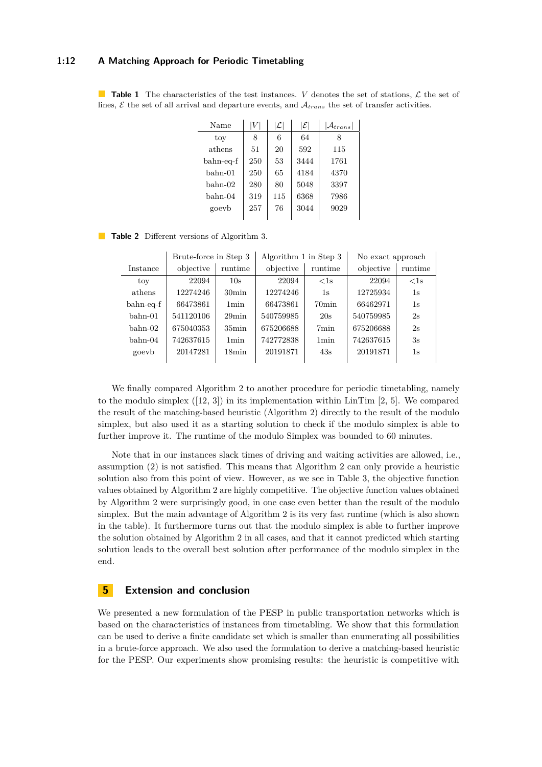**Table 1** The characteristics of the test instances. $V$ denotes the set of stations, $\mathcal{L}$ the set of lines, $\mathcal{E}$ the set of all arrival and departure events, and $\mathcal{A}_{trans}$ the set of transfer activities.

| Name | $\|V\|$ | $\|\mathcal{L}\|$ | $\|\mathcal{E}\|$ | $\|\mathcal{A}_{trans}\|$ |
|---|---|---|---|---|
| toy | 8 | 6 | 64 | 8 |
| athens | 51 | 20 | 592 | 115 |
| bahn-eq-f | 250 | 53 | 3444 | 1761 |
| bahn-01 | 250 | 65 | 4184 | 4370 |
| bahn-02 | 280 | 80 | 5048 | 3397 |
| bahn-04 | 319 | 115 | 6368 | 7986 |
| goevb | 257 | 76 | 3044 | 9029 |

**Table 2** Different versions of Algorithm 3.

| | Brute-force in Step 3 | | Algorithm 1 in Step 3 | | No exact approach | |
|---|---|---|---|---|---|---|
| Instance | objective | runtime | objective | runtime | objective | runtime |
| toy | 22094 | 10s | 22094 | <1s | 22094 | <1s |
| athens | 12274246 | 30min | 12274246 | 1s | 12725934 | 1s |
| bahn-eq-f | 66473861 | 1min | 66473861 | 70min | 66462971 | 1s |
| bahn-01 | 541120106 | 29min | 540759985 | 20s | 540759985 | 2s |
| bahn-02 | 675040353 | 35min | 675206688 | 7min | 675206688 | 2s |
| bahn-04 | 742637615 | 1min | 742772838 | 1min | 742637615 | 3s |
| goevb | 20147281 | 18min | 20191871 | 43s | 20191871 | 1s |

We finally compared Algorithm 2 to another procedure for periodic timetabling, namely to the modulo simplex ([12, 3]) in its implementation within LinTim [2, 5]. We compared the result of the matching-based heuristic (Algorithm 2) directly to the result of the modulo simplex, but also used it as a starting solution to check if the modulo simplex is able to further improve it. The runtime of the modulo Simplex was bounded to 60 minutes.

Note that in our instances slack times of driving and waiting activities are allowed, i.e., assumption (2) is not satisfied. This means that Algorithm 2 can only provide a heuristic solution also from this point of view. However, as we see in Table 3, the objective function values obtained by Algorithm 2 are highly competitive. The objective function values obtained by Algorithm 2 were surprisingly good, in one case even better than the result of the modulo simplex. But the main advantage of Algorithm 2 is its very fast runtime (which is also shown in the table). It furthermore turns out that the modulo simplex is able to further improve the solution obtained by Algorithm 2 in all cases, and that it cannot predicted which starting solution leads to the overall best solution after performance of the modulo simplex in the end.

## 5 Extension and conclusion

We presented a new formulation of the PESP in public transportation networks which is based on the characteristics of instances from timetabling. We show that this formulation can be used to derive a finite candidate set which is smaller than enumerating all possibilities in a brute-force approach. We also used the formulation to derive a matching-based heuristic for the PESP. Our experiments show promising results: the heuristic is competitive with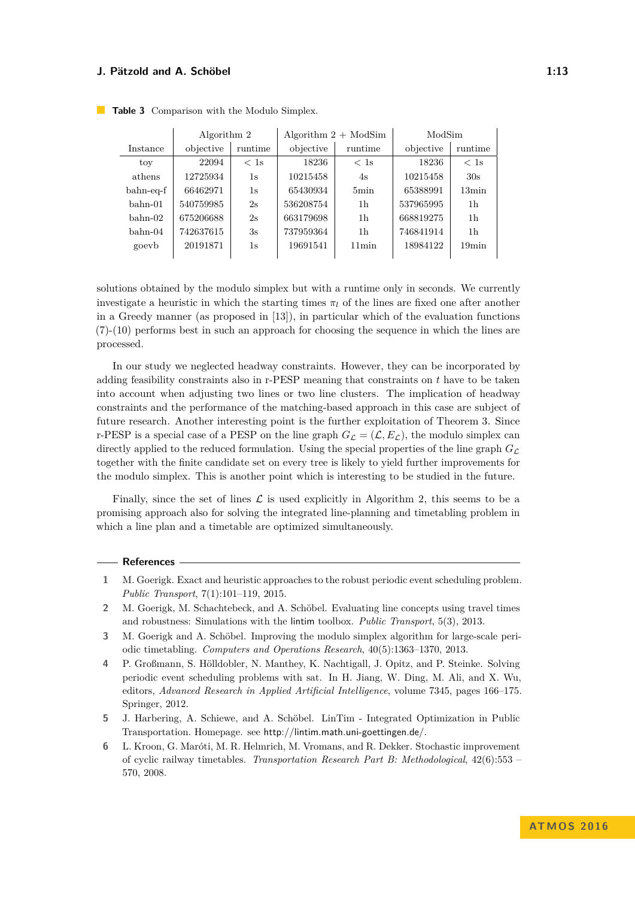**Table 3** Comparison with the Modulo Simplex.

| Instance | Algorithm 2 | | Algorithm 2 + ModSim | | ModSim | |
|---|---|---|---|---|---|---|
| | objective | runtime | objective | runtime | objective | runtime |
| toy | 22094 | < 1s | 18236 | < 1s | 18236 | < 1s |
| athens | 12725934 | 1s | 10215458 | 4s | 10215458 | 30s |
| bahn-eq-f | 66462971 | 1s | 65430934 | 5min | 65388991 | 13min |
| bahn-01 | 540759985 | 2s | 536208754 | 1h | 537965995 | 1h |
| bahn-02 | 675206688 | 2s | 663179698 | 1h | 668819275 | 1h |
| bahn-04 | 742637615 | 3s | 737959364 | 1h | 746841914 | 1h |
| goevb | 20191871 | 1s | 19691541 | 11min | 18984122 | 19min |

solutions obtained by the modulo simplex but with a runtime only in seconds. We currently investigate a heuristic in which the starting times $\pi_l$ of the lines are fixed one after another in a Greedy manner (as proposed in [13]), in particular which of the evaluation functions (7)-(10) performs best in such an approach for choosing the sequence in which the lines are processed.

In our study we neglected headway constraints. However, they can be incorporated by adding feasibility constraints also in r-PESP meaning that constraints on $t$ have to be taken into account when adjusting two lines or two line clusters. The implication of headway constraints and the performance of the matching-based approach in this case are subject of future research. Another interesting point is the further exploitation of Theorem 3. Since r-PESP is a special case of a PESP on the line graph $G_{\mathcal{L}} = (\mathcal{L}, E_{\mathcal{L}})$, the modulo simplex can directly applied to the reduced formulation. Using the special properties of the line graph $G_{\mathcal{L}}$ together with the finite candidate set on every tree is likely to yield further improvements for the modulo simplex. This is another point which is interesting to be studied in the future.

Finally, since the set of lines $\mathcal{L}$ is used explicitly in Algorithm 2, this seems to be a promising approach also for solving the integrated line-planning and timetabling problem in which a line plan and a timetable are optimized simultaneously.

## References

1. M. Goerigk. Exact and heuristic approaches to the robust periodic event scheduling problem. *Public Transport*, 7(1):101–119, 2015.
2. M. Goerigk, M. Schachtebeck, and A. Schöbel. Evaluating line concepts using travel times and robustness: Simulations with the lintim toolbox. *Public Transport*, 5(3), 2013.
3. M. Goerigk and A. Schöbel. Improving the modulo simplex algorithm for large-scale periodic timetabling. *Computers and Operations Research*, 40(5):1363–1370, 2013.
4. P. Großmann, S. Hölldobler, N. Manthey, K. Nachtigall, J. Opitz, and P. Steinke. Solving periodic event scheduling problems with sat. In H. Jiang, W. Ding, M. Ali, and X. Wu, editors, *Advanced Research in Applied Artificial Intelligence*, volume 7345, pages 166–175. Springer, 2012.
5. J. Harbering, A. Schiewe, and A. Schöbel. LinTim - Integrated Optimization in Public Transportation. Homepage. see http://lintim.math.uni-goettingen.de/.
6. L. Kroon, G. Maróti, M. R. Helmrich, M. Vromans, and R. Dekker. Stochastic improvement of cyclic railway timetables. *Transportation Research Part B: Methodological*, 42(6):553 – 570, 2008.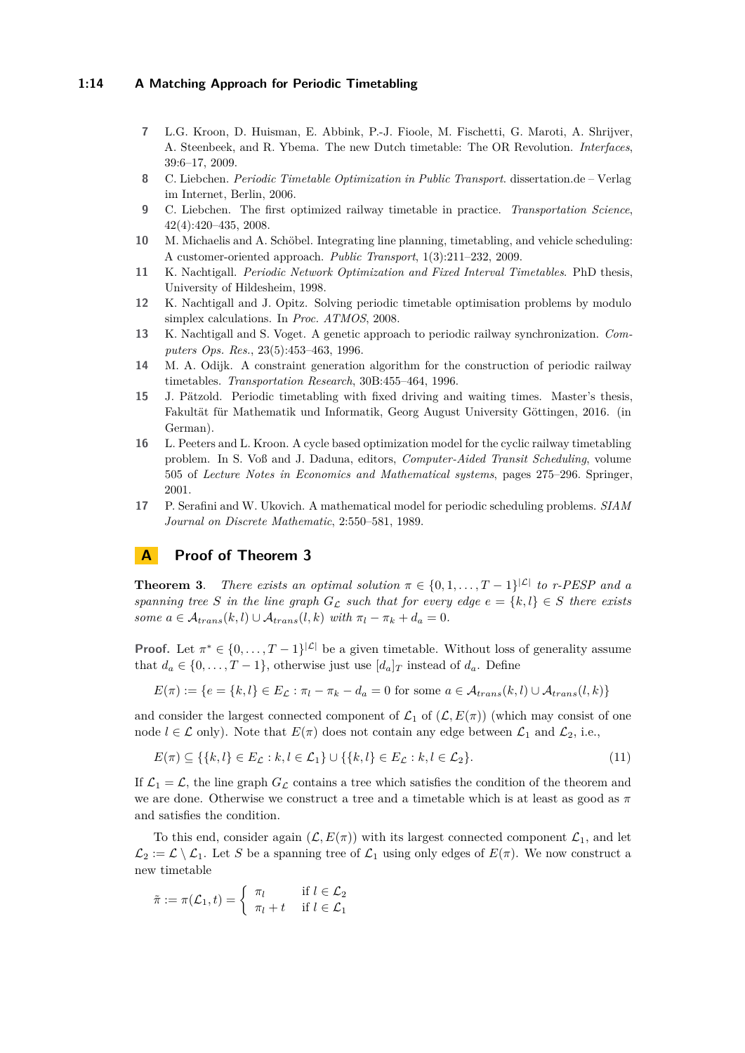7 L.G. Kroon, D. Huisman, E. Abbink, P.-J. Fioole, M. Fischetti, G. Maroti, A. Shrijver, A. Steenbeek, and R. Ybema. The new Dutch timetable: The OR Revolution. *Interfaces*, 39:6–17, 2009.

8 C. Liebchen. *Periodic Timetable Optimization in Public Transport*. dissertation.de – Verlag im Internet, Berlin, 2006.

9 C. Liebchen. The first optimized railway timetable in practice. *Transportation Science*, 42(4):420–435, 2008.

10 M. Michaelis and A. Schöbel. Integrating line planning, timetabling, and vehicle scheduling: A customer-oriented approach. *Public Transport*, 1(3):211–232, 2009.

11 K. Nachtigall. *Periodic Network Optimization and Fixed Interval Timetables*. PhD thesis, University of Hildesheim, 1998.

12 K. Nachtigall and J. Opitz. Solving periodic timetable optimisation problems by modulo simplex calculations. In *Proc. ATMOS*, 2008.

13 K. Nachtigall and S. Voget. A genetic approach to periodic railway synchronization. *Computers Ops. Res.*, 23(5):453–463, 1996.

14 M. A. Odijk. A constraint generation algorithm for the construction of periodic railway timetables. *Transportation Research*, 30B:455–464, 1996.

15 J. Pätzold. Periodic timetabling with fixed driving and waiting times. Master's thesis, Fakultät für Mathematik und Informatik, Georg August University Göttingen, 2016. (in German).

16 L. Peeters and L. Kroon. A cycle based optimization model for the cyclic railway timetabling problem. In S. Voß and J. Daduna, editors, *Computer-Aided Transit Scheduling*, volume 505 of *Lecture Notes in Economics and Mathematical systems*, pages 275–296. Springer, 2001.

17 P. Serafini and W. Ukovich. A mathematical model for periodic scheduling problems. *SIAM Journal on Discrete Mathematic*, 2:550–581, 1989.

# A Proof of Theorem 3

**Theorem 3.** *There exists an optimal solution $\pi \in \{0, 1, \dots, T-1\}^{|\mathcal{L}|}$ to r-PESP and a spanning tree $S$ in the line graph $G_{\mathcal{L}}$ such that for every edge $e = \{k, l\} \in S$ there exists some $a \in \mathcal{A}_{trans}(k, l) \cup \mathcal{A}_{trans}(l, k)$ with $\pi_l - \pi_k + d_a = 0$.*

**Proof.** Let $\pi^* \in \{0, \dots, T-1\}^{|\mathcal{L}|}$ be a given timetable. Without loss of generality assume that $d_a \in \{0, \dots, T-1\}$, otherwise just use $[d_a]_T$ instead of $d_a$. Define

$$E(\pi) := \{e = \{k, l\} \in E_{\mathcal{L}} : \pi_l - \pi_k - d_a = 0 \text{ for some } a \in \mathcal{A}_{trans}(k, l) \cup \mathcal{A}_{trans}(l, k)\}$$

and consider the largest connected component of $\mathcal{L}_1$ of $(\mathcal{L}, E(\pi))$ (which may consist of one node $l \in \mathcal{L}$ only). Note that $E(\pi)$ does not contain any edge between $\mathcal{L}_1$ and $\mathcal{L}_2$, i.e.,

$$E(\pi) \subseteq \{\{k, l\} \in E_{\mathcal{L}} : k, l \in \mathcal{L}_1\} \cup \{\{k, l\} \in E_{\mathcal{L}} : k, l \in \mathcal{L}_2\}. \tag{11}$$

If $\mathcal{L}_1 = \mathcal{L}$, the line graph $G_{\mathcal{L}}$ contains a tree which satisfies the condition of the theorem and we are done. Otherwise we construct a tree and a timetable which is at least as good as $\pi$ and satisfies the condition.

To this end, consider again $(\mathcal{L}, E(\pi))$ with its largest connected component $\mathcal{L}_1$, and let $\mathcal{L}_2 := \mathcal{L} \setminus \mathcal{L}_1$. Let $S$ be a spanning tree of $\mathcal{L}_1$ using only edges of $E(\pi)$. We now construct a new timetable

$$\tilde{\pi} := \pi(\mathcal{L}_1, t) = \begin{cases} \pi_l & \text{if } l \in \mathcal{L}_2 \\ \pi_l + t & \text{if } l \in \mathcal{L}_1 \end{cases}$$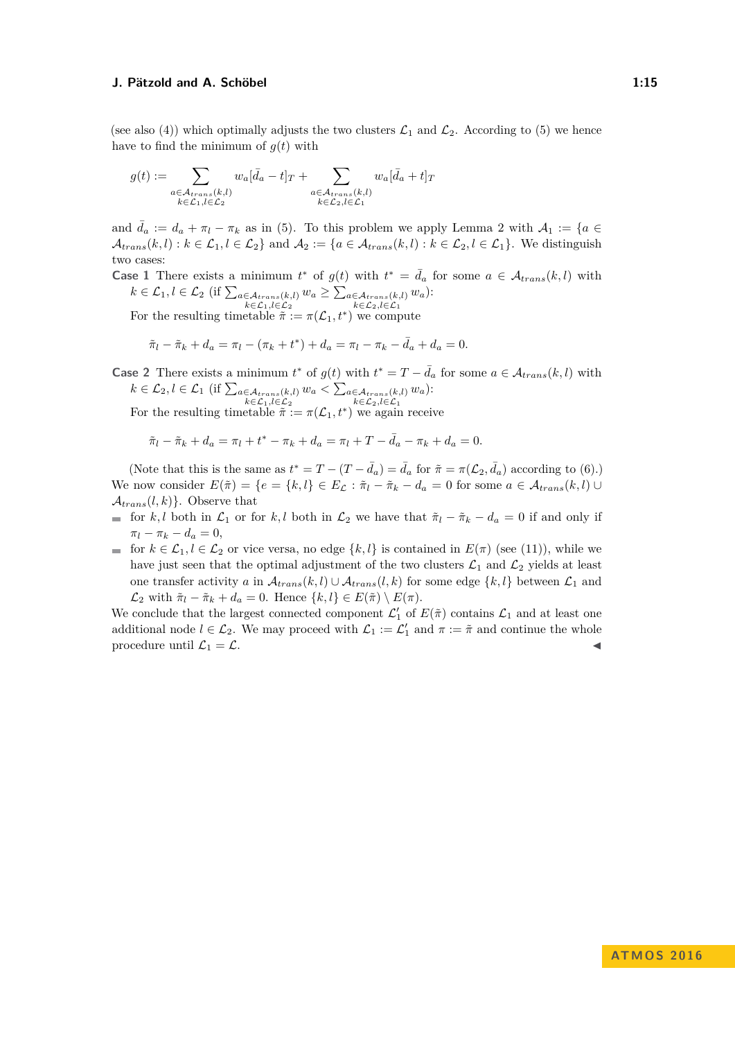(see also (4)) which optimally adjusts the two clusters $\mathcal{L}_1$ and $\mathcal{L}_2$. According to (5) we hence have to find the minimum of $g(t)$ with

$$g(t) := \sum_{\substack{a \in \mathcal{A}_{trans}(k,l)\\ k \in \mathcal{L}_1, l \in \mathcal{L}_2}} w_a[\bar{d}_a - t]_T + \sum_{\substack{a \in \mathcal{A}_{trans}(k,l)\\ k \in \mathcal{L}_2, l \in \mathcal{L}_1}} w_a[\bar{d}_a + t]_T$$

and $\bar{d}_a := d_a + \pi_l - \pi_k$ as in (5). To this problem we apply Lemma 2 with $\mathcal{A}_1 := \{a \in \mathcal{A}_{trans}(k,l) : k \in \mathcal{L}_1, l \in \mathcal{L}_2\}$ and $\mathcal{A}_2 := \{a \in \mathcal{A}_{trans}(k,l) : k \in \mathcal{L}_2, l \in \mathcal{L}_1\}$. We distinguish two cases:

**Case 1** There exists a minimum $t^*$ of $g(t)$ with $t^* = \bar{d}_a$ for some $a \in \mathcal{A}_{trans}(k,l)$ with $k \in \mathcal{L}_1, l \in \mathcal{L}_2$ (if $\sum_{\substack{a \in \mathcal{A}_{trans}(k,l)\\ k \in \mathcal{L}_1, l \in \mathcal{L}_2}} w_a \geq \sum_{\substack{a \in \mathcal{A}_{trans}(k,l)\\ k \in \mathcal{L}_2, l \in \mathcal{L}_1}} w_a$):
For the resulting timetable $\tilde{\pi} := \pi(\mathcal{L}_1, t^*)$ we compute

$$\tilde{\pi}_l - \tilde{\pi}_k + d_a = \pi_l - (\pi_k + t^*) + d_a = \pi_l - \pi_k - \bar{d}_a + d_a = 0.$$

**Case 2** There exists a minimum $t^*$ of $g(t)$ with $t^* = T - \bar{d}_a$ for some $a \in \mathcal{A}_{trans}(k,l)$ with $k \in \mathcal{L}_2, l \in \mathcal{L}_1$ (if $\sum_{\substack{a \in \mathcal{A}_{trans}(k,l)\\ k \in \mathcal{L}_1, l \in \mathcal{L}_2}} w_a < \sum_{\substack{a \in \mathcal{A}_{trans}(k,l)\\ k \in \mathcal{L}_2, l \in \mathcal{L}_1}} w_a$):
For the resulting timetable $\tilde{\pi} := \pi(\mathcal{L}_1, t^*)$ we again receive

$$\tilde{\pi}_l - \tilde{\pi}_k + d_a = \pi_l + t^* - \pi_k + d_a = \pi_l + T - \bar{d}_a - \pi_k + d_a = 0.$$

(Note that this is the same as $t^* = T - (T - \bar{d}_a) = \bar{d}_a$ for $\tilde{\pi} = \pi(\mathcal{L}_2, \bar{d}_a)$ according to (6).)
We now consider $E(\tilde{\pi}) = \{e = \{k,l\} \in E_{\mathcal{L}} : \tilde{\pi}_l - \tilde{\pi}_k - d_a = 0$ for some $a \in \mathcal{A}_{trans}(k,l) \cup \mathcal{A}_{trans}(l,k)\}$. Observe that

- for $k, l$ both in $\mathcal{L}_1$ or for $k, l$ both in $\mathcal{L}_2$ we have that $\tilde{\pi}_l - \tilde{\pi}_k - d_a = 0$ if and only if $\pi_l - \pi_k - d_a = 0$,
- for $k \in \mathcal{L}_1, l \in \mathcal{L}_2$ or vice versa, no edge $\{k,l\}$ is contained in $E(\pi)$ (see (11)), while we have just seen that the optimal adjustment of the two clusters $\mathcal{L}_1$ and $\mathcal{L}_2$ yields at least one transfer activity $a$ in $\mathcal{A}_{trans}(k,l) \cup \mathcal{A}_{trans}(l,k)$ for some edge $\{k,l\}$ between $\mathcal{L}_1$ and $\mathcal{L}_2$ with $\tilde{\pi}_l - \tilde{\pi}_k + d_a = 0$. Hence $\{k,l\} \in E(\tilde{\pi}) \setminus E(\pi)$.

We conclude that the largest connected component $\mathcal{L}_1'$ of $E(\tilde{\pi})$ contains $\mathcal{L}_1$ and at least one additional node $l \in \mathcal{L}_2$. We may proceed with $\mathcal{L}_1 := \mathcal{L}_1'$ and $\pi := \tilde{\pi}$ and continue the whole procedure until $\mathcal{L}_1 = \mathcal{L}$. ◀